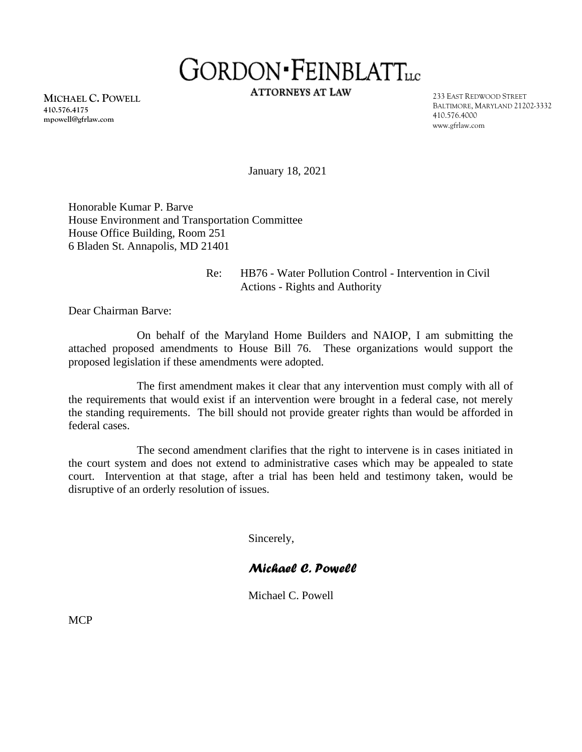# GORDON•FEINBLATT LLC

**ATTORNEYS AT LAW**

**MICHAEL C. POWELL**
**410.576.4175**
**mpowell@gfrlaw.com**

233 EAST REDWOOD STREET
BALTIMORE, MARYLAND 21202-3332
410.576.4000
www.gfrlaw.com

January 18, 2021

Honorable Kumar P. Barve
House Environment and Transportation Committee
House Office Building, Room 251
6 Bladen St. Annapolis, MD 21401

Re: HB76 - Water Pollution Control - Intervention in Civil Actions - Rights and Authority

Dear Chairman Barve:

On behalf of the Maryland Home Builders and NAIOP, I am submitting the attached proposed amendments to House Bill 76. These organizations would support the proposed legislation if these amendments were adopted.

The first amendment makes it clear that any intervention must comply with all of the requirements that would exist if an intervention were brought in a federal case, not merely the standing requirements. The bill should not provide greater rights than would be afforded in federal cases.

The second amendment clarifies that the right to intervene is in cases initiated in the court system and does not extend to administrative cases which may be appealed to state court. Intervention at that stage, after a trial has been held and testimony taken, would be disruptive of an orderly resolution of issues.

Sincerely,

*Michael C. Powell*

Michael C. Powell

MCP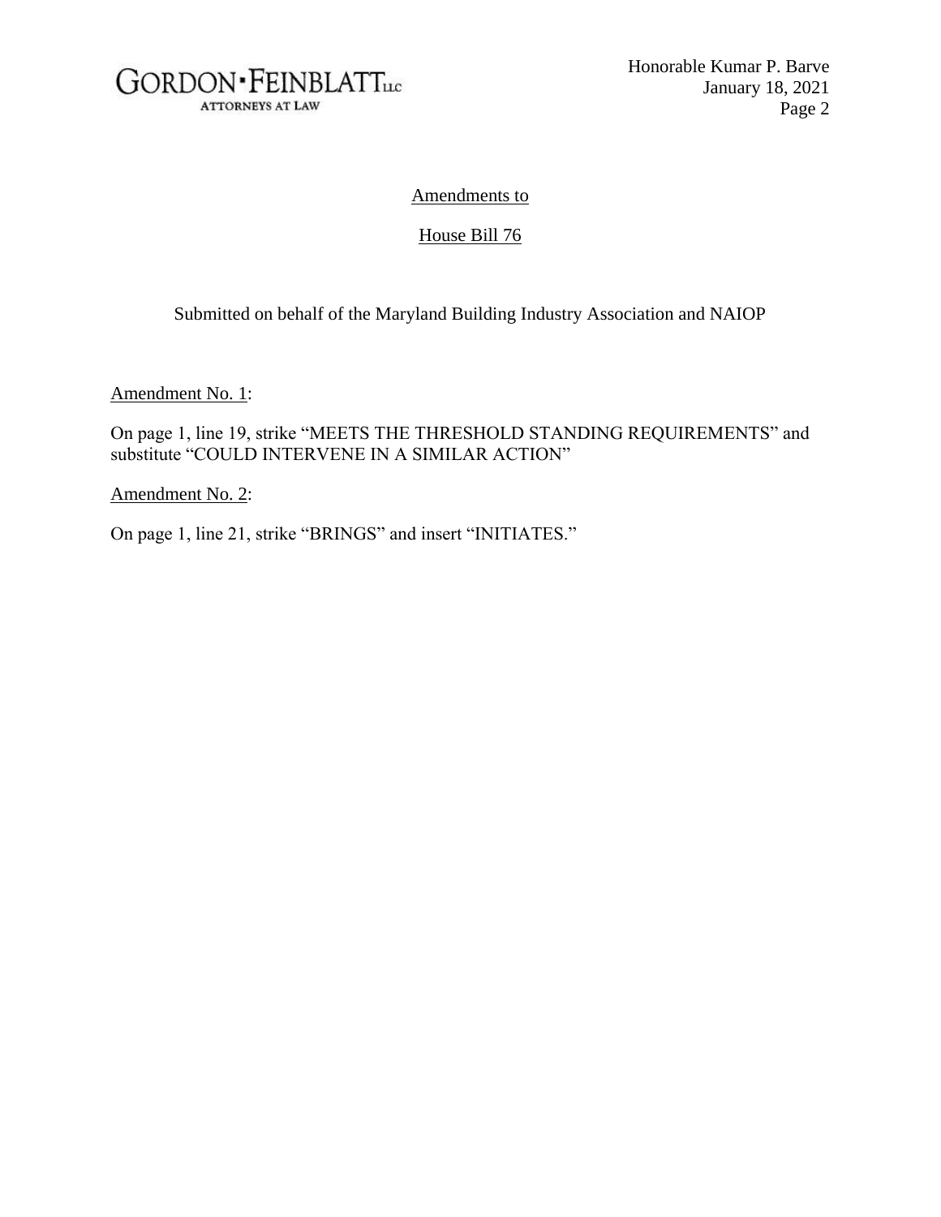Amendments to

House Bill 76

Submitted on behalf of the Maryland Building Industry Association and NAIOP

Amendment No. 1:

On page 1, line 19, strike "MEETS THE THRESHOLD STANDING REQUIREMENTS" and substitute "COULD INTERVENE IN A SIMILAR ACTION"

Amendment No. 2:

On page 1, line 21, strike "BRINGS" and insert "INITIATES."